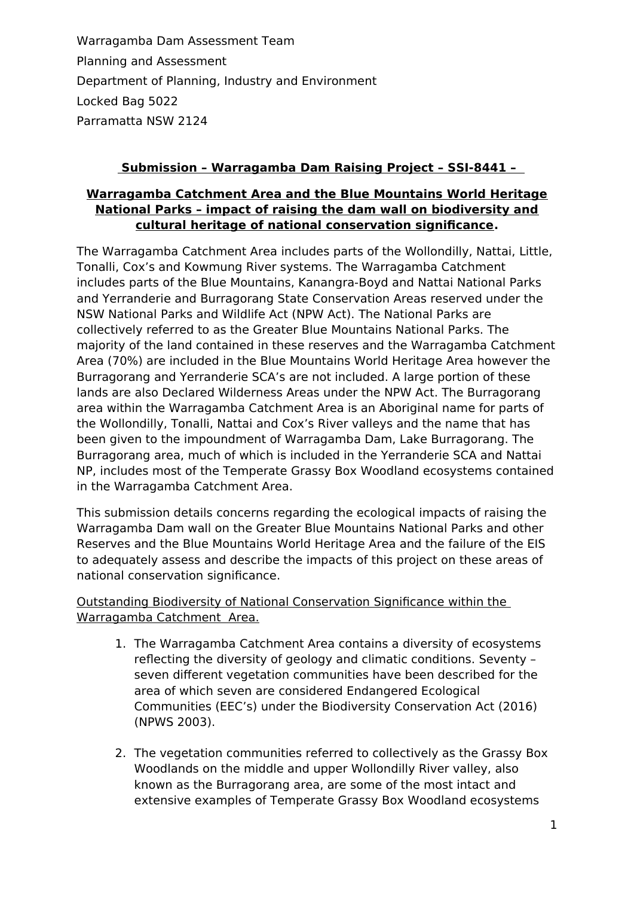Warragamba Dam Assessment Team

Planning and Assessment

Department of Planning, Industry and Environment

Locked Bag 5022

Parramatta NSW 2124

**Submission – Warragamba Dam Raising Project – SSI-8441 –**

**Warragamba Catchment Area and the Blue Mountains World Heritage National Parks – impact of raising the dam wall on biodiversity and cultural heritage of national conservation significance.**

The Warragamba Catchment Area includes parts of the Wollondilly, Nattai, Little, Tonalli, Cox's and Kowmung River systems. The Warragamba Catchment includes parts of the Blue Mountains, Kanangra-Boyd and Nattai National Parks and Yerranderie and Burragorang State Conservation Areas reserved under the NSW National Parks and Wildlife Act (NPW Act). The National Parks are collectively referred to as the Greater Blue Mountains National Parks. The majority of the land contained in these reserves and the Warragamba Catchment Area (70%) are included in the Blue Mountains World Heritage Area however the Burragorang and Yerranderie SCA's are not included. A large portion of these lands are also Declared Wilderness Areas under the NPW Act. The Burragorang area within the Warragamba Catchment Area is an Aboriginal name for parts of the Wollondilly, Tonalli, Nattai and Cox's River valleys and the name that has been given to the impoundment of Warragamba Dam, Lake Burragorang. The Burragorang area, much of which is included in the Yerranderie SCA and Nattai NP, includes most of the Temperate Grassy Box Woodland ecosystems contained in the Warragamba Catchment Area.

This submission details concerns regarding the ecological impacts of raising the Warragamba Dam wall on the Greater Blue Mountains National Parks and other Reserves and the Blue Mountains World Heritage Area and the failure of the EIS to adequately assess and describe the impacts of this project on these areas of national conservation significance.

<u>Outstanding Biodiversity of National Conservation Significance within the Warragamba Catchment Area.</u>

1. The Warragamba Catchment Area contains a diversity of ecosystems reflecting the diversity of geology and climatic conditions. Seventy – seven different vegetation communities have been described for the area of which seven are considered Endangered Ecological Communities (EEC's) under the Biodiversity Conservation Act (2016) (NPWS 2003).

2. The vegetation communities referred to collectively as the Grassy Box Woodlands on the middle and upper Wollondilly River valley, also known as the Burragorang area, are some of the most intact and extensive examples of Temperate Grassy Box Woodland ecosystems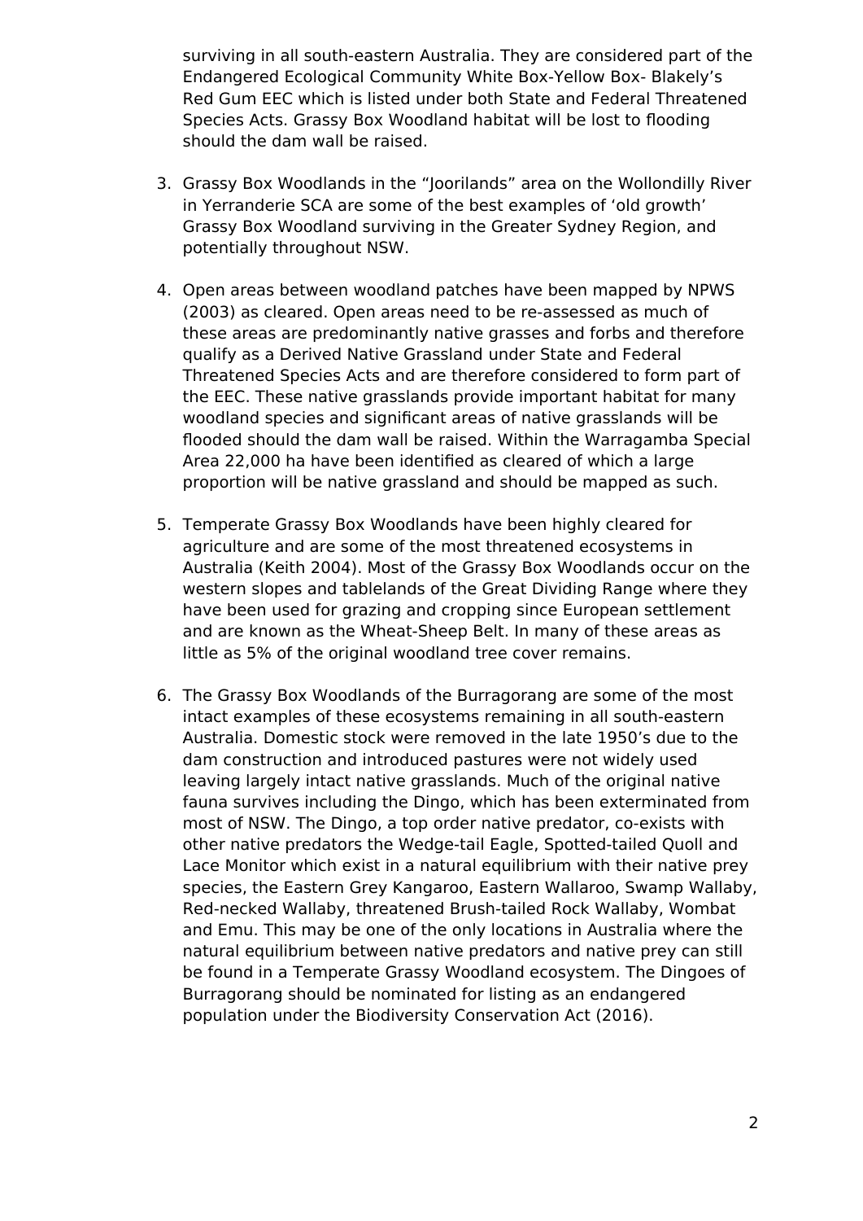surviving in all south-eastern Australia. They are considered part of the Endangered Ecological Community White Box-Yellow Box- Blakely's Red Gum EEC which is listed under both State and Federal Threatened Species Acts. Grassy Box Woodland habitat will be lost to flooding should the dam wall be raised.

3. Grassy Box Woodlands in the "Joorilands" area on the Wollondilly River in Yerranderie SCA are some of the best examples of 'old growth' Grassy Box Woodland surviving in the Greater Sydney Region, and potentially throughout NSW.

4. Open areas between woodland patches have been mapped by NPWS (2003) as cleared. Open areas need to be re-assessed as much of these areas are predominantly native grasses and forbs and therefore qualify as a Derived Native Grassland under State and Federal Threatened Species Acts and are therefore considered to form part of the EEC. These native grasslands provide important habitat for many woodland species and significant areas of native grasslands will be flooded should the dam wall be raised. Within the Warragamba Special Area 22,000 ha have been identified as cleared of which a large proportion will be native grassland and should be mapped as such.

5. Temperate Grassy Box Woodlands have been highly cleared for agriculture and are some of the most threatened ecosystems in Australia (Keith 2004). Most of the Grassy Box Woodlands occur on the western slopes and tablelands of the Great Dividing Range where they have been used for grazing and cropping since European settlement and are known as the Wheat-Sheep Belt. In many of these areas as little as 5% of the original woodland tree cover remains.

6. The Grassy Box Woodlands of the Burragorang are some of the most intact examples of these ecosystems remaining in all south-eastern Australia. Domestic stock were removed in the late 1950's due to the dam construction and introduced pastures were not widely used leaving largely intact native grasslands. Much of the original native fauna survives including the Dingo, which has been exterminated from most of NSW. The Dingo, a top order native predator, co-exists with other native predators the Wedge-tail Eagle, Spotted-tailed Quoll and Lace Monitor which exist in a natural equilibrium with their native prey species, the Eastern Grey Kangaroo, Eastern Wallaroo, Swamp Wallaby, Red-necked Wallaby, threatened Brush-tailed Rock Wallaby, Wombat and Emu. This may be one of the only locations in Australia where the natural equilibrium between native predators and native prey can still be found in a Temperate Grassy Woodland ecosystem. The Dingoes of Burragorang should be nominated for listing as an endangered population under the Biodiversity Conservation Act (2016).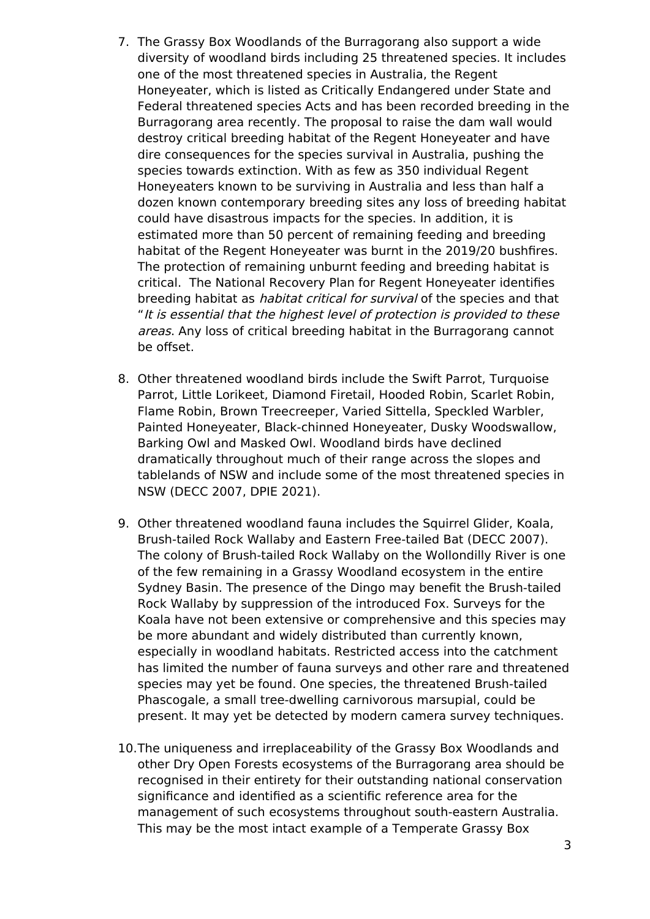7. The Grassy Box Woodlands of the Burragorang also support a wide diversity of woodland birds including 25 threatened species. It includes one of the most threatened species in Australia, the Regent Honeyeater, which is listed as Critically Endangered under State and Federal threatened species Acts and has been recorded breeding in the Burragorang area recently. The proposal to raise the dam wall would destroy critical breeding habitat of the Regent Honeyeater and have dire consequences for the species survival in Australia, pushing the species towards extinction. With as few as 350 individual Regent Honeyeaters known to be surviving in Australia and less than half a dozen known contemporary breeding sites any loss of breeding habitat could have disastrous impacts for the species. In addition, it is estimated more than 50 percent of remaining feeding and breeding habitat of the Regent Honeyeater was burnt in the 2019/20 bushfires. The protection of remaining unburnt feeding and breeding habitat is critical. The National Recovery Plan for Regent Honeyeater identifies breeding habitat as *habitat critical for survival* of the species and that "*It is essential that the highest level of protection is provided to these areas*. Any loss of critical breeding habitat in the Burragorang cannot be offset.

8. Other threatened woodland birds include the Swift Parrot, Turquoise Parrot, Little Lorikeet, Diamond Firetail, Hooded Robin, Scarlet Robin, Flame Robin, Brown Treecreeper, Varied Sittella, Speckled Warbler, Painted Honeyeater, Black-chinned Honeyeater, Dusky Woodswallow, Barking Owl and Masked Owl. Woodland birds have declined dramatically throughout much of their range across the slopes and tablelands of NSW and include some of the most threatened species in NSW (DECC 2007, DPIE 2021).

9. Other threatened woodland fauna includes the Squirrel Glider, Koala, Brush-tailed Rock Wallaby and Eastern Free-tailed Bat (DECC 2007). The colony of Brush-tailed Rock Wallaby on the Wollondilly River is one of the few remaining in a Grassy Woodland ecosystem in the entire Sydney Basin. The presence of the Dingo may benefit the Brush-tailed Rock Wallaby by suppression of the introduced Fox. Surveys for the Koala have not been extensive or comprehensive and this species may be more abundant and widely distributed than currently known, especially in woodland habitats. Restricted access into the catchment has limited the number of fauna surveys and other rare and threatened species may yet be found. One species, the threatened Brush-tailed Phascogale, a small tree-dwelling carnivorous marsupial, could be present. It may yet be detected by modern camera survey techniques.

10. The uniqueness and irreplaceability of the Grassy Box Woodlands and other Dry Open Forests ecosystems of the Burragorang area should be recognised in their entirety for their outstanding national conservation significance and identified as a scientific reference area for the management of such ecosystems throughout south-eastern Australia. This may be the most intact example of a Temperate Grassy Box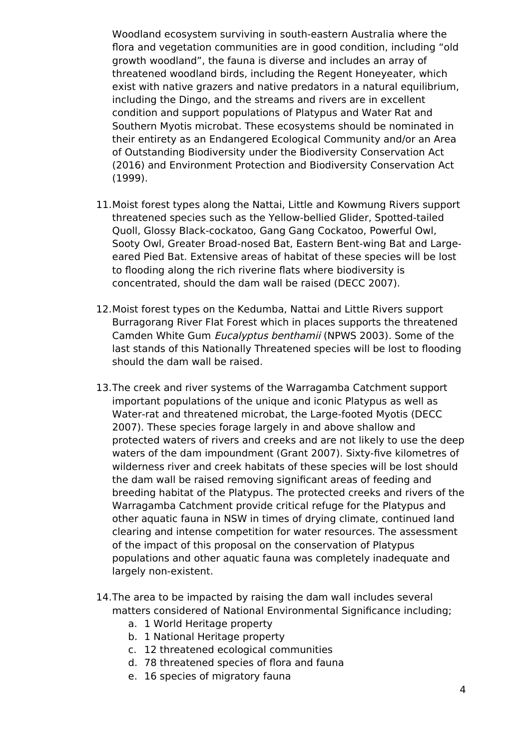Woodland ecosystem surviving in south-eastern Australia where the flora and vegetation communities are in good condition, including "old growth woodland", the fauna is diverse and includes an array of threatened woodland birds, including the Regent Honeyeater, which exist with native grazers and native predators in a natural equilibrium, including the Dingo, and the streams and rivers are in excellent condition and support populations of Platypus and Water Rat and Southern Myotis microbat. These ecosystems should be nominated in their entirety as an Endangered Ecological Community and/or an Area of Outstanding Biodiversity under the Biodiversity Conservation Act (2016) and Environment Protection and Biodiversity Conservation Act (1999).

11. Moist forest types along the Nattai, Little and Kowmung Rivers support threatened species such as the Yellow-bellied Glider, Spotted-tailed Quoll, Glossy Black-cockatoo, Gang Gang Cockatoo, Powerful Owl, Sooty Owl, Greater Broad-nosed Bat, Eastern Bent-wing Bat and Large-eared Pied Bat. Extensive areas of habitat of these species will be lost to flooding along the rich riverine flats where biodiversity is concentrated, should the dam wall be raised (DECC 2007).

12. Moist forest types on the Kedumba, Nattai and Little Rivers support Burragorang River Flat Forest which in places supports the threatened Camden White Gum *Eucalyptus benthamii* (NPWS 2003). Some of the last stands of this Nationally Threatened species will be lost to flooding should the dam wall be raised.

13. The creek and river systems of the Warragamba Catchment support important populations of the unique and iconic Platypus as well as Water-rat and threatened microbat, the Large-footed Myotis (DECC 2007). These species forage largely in and above shallow and protected waters of rivers and creeks and are not likely to use the deep waters of the dam impoundment (Grant 2007). Sixty-five kilometres of wilderness river and creek habitats of these species will be lost should the dam wall be raised removing significant areas of feeding and breeding habitat of the Platypus. The protected creeks and rivers of the Warragamba Catchment provide critical refuge for the Platypus and other aquatic fauna in NSW in times of drying climate, continued land clearing and intense competition for water resources. The assessment of the impact of this proposal on the conservation of Platypus populations and other aquatic fauna was completely inadequate and largely non-existent.

14. The area to be impacted by raising the dam wall includes several matters considered of National Environmental Significance including;
    a. 1 World Heritage property
    b. 1 National Heritage property
    c. 12 threatened ecological communities
    d. 78 threatened species of flora and fauna
    e. 16 species of migratory fauna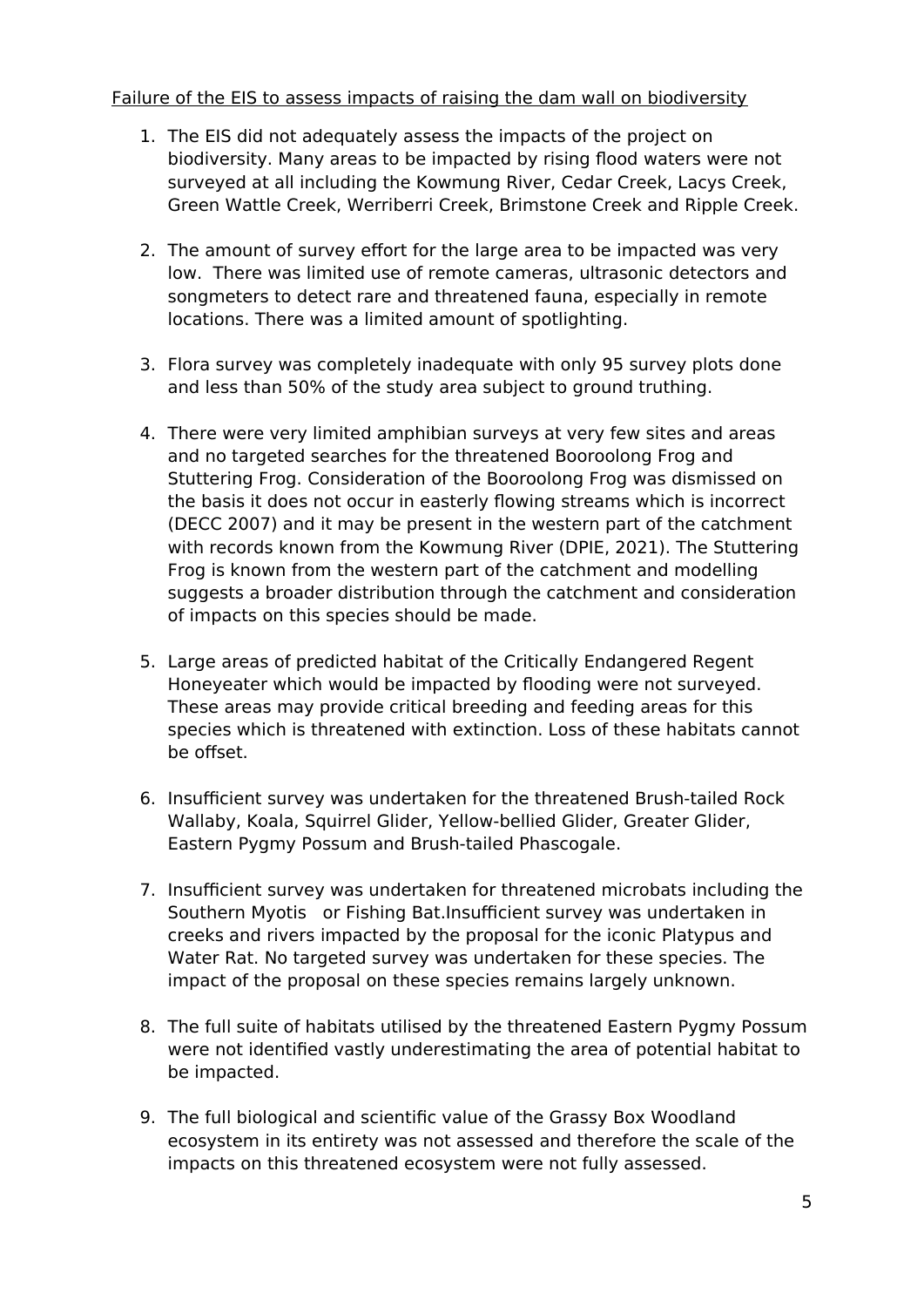Failure of the EIS to assess impacts of raising the dam wall on biodiversity

1. The EIS did not adequately assess the impacts of the project on biodiversity. Many areas to be impacted by rising flood waters were not surveyed at all including the Kowmung River, Cedar Creek, Lacys Creek, Green Wattle Creek, Werriberri Creek, Brimstone Creek and Ripple Creek.

2. The amount of survey effort for the large area to be impacted was very low. There was limited use of remote cameras, ultrasonic detectors and songmeters to detect rare and threatened fauna, especially in remote locations. There was a limited amount of spotlighting.

3. Flora survey was completely inadequate with only 95 survey plots done and less than 50% of the study area subject to ground truthing.

4. There were very limited amphibian surveys at very few sites and areas and no targeted searches for the threatened Booroolong Frog and Stuttering Frog. Consideration of the Booroolong Frog was dismissed on the basis it does not occur in easterly flowing streams which is incorrect (DECC 2007) and it may be present in the western part of the catchment with records known from the Kowmung River (DPIE, 2021). The Stuttering Frog is known from the western part of the catchment and modelling suggests a broader distribution through the catchment and consideration of impacts on this species should be made.

5. Large areas of predicted habitat of the Critically Endangered Regent Honeyeater which would be impacted by flooding were not surveyed. These areas may provide critical breeding and feeding areas for this species which is threatened with extinction. Loss of these habitats cannot be offset.

6. Insufficient survey was undertaken for the threatened Brush-tailed Rock Wallaby, Koala, Squirrel Glider, Yellow-bellied Glider, Greater Glider, Eastern Pygmy Possum and Brush-tailed Phascogale.

7. Insufficient survey was undertaken for threatened microbats including the Southern Myotis or Fishing Bat.Insufficient survey was undertaken in creeks and rivers impacted by the proposal for the iconic Platypus and Water Rat. No targeted survey was undertaken for these species. The impact of the proposal on these species remains largely unknown.

8. The full suite of habitats utilised by the threatened Eastern Pygmy Possum were not identified vastly underestimating the area of potential habitat to be impacted.

9. The full biological and scientific value of the Grassy Box Woodland ecosystem in its entirety was not assessed and therefore the scale of the impacts on this threatened ecosystem were not fully assessed.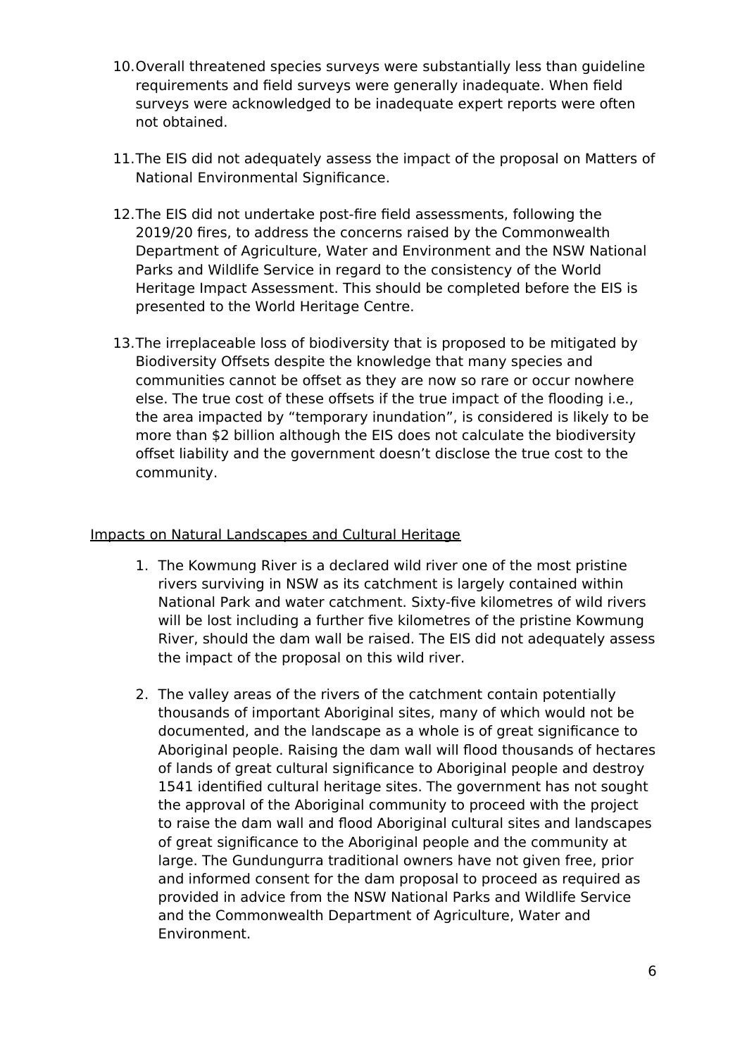10. Overall threatened species surveys were substantially less than guideline requirements and field surveys were generally inadequate. When field surveys were acknowledged to be inadequate expert reports were often not obtained.

11. The EIS did not adequately assess the impact of the proposal on Matters of National Environmental Significance.

12. The EIS did not undertake post-fire field assessments, following the 2019/20 fires, to address the concerns raised by the Commonwealth Department of Agriculture, Water and Environment and the NSW National Parks and Wildlife Service in regard to the consistency of the World Heritage Impact Assessment. This should be completed before the EIS is presented to the World Heritage Centre.

13. The irreplaceable loss of biodiversity that is proposed to be mitigated by Biodiversity Offsets despite the knowledge that many species and communities cannot be offset as they are now so rare or occur nowhere else. The true cost of these offsets if the true impact of the flooding i.e., the area impacted by "temporary inundation", is considered is likely to be more than $2 billion although the EIS does not calculate the biodiversity offset liability and the government doesn't disclose the true cost to the community.

<u>Impacts on Natural Landscapes and Cultural Heritage</u>

1. The Kowmung River is a declared wild river one of the most pristine rivers surviving in NSW as its catchment is largely contained within National Park and water catchment. Sixty-five kilometres of wild rivers will be lost including a further five kilometres of the pristine Kowmung River, should the dam wall be raised. The EIS did not adequately assess the impact of the proposal on this wild river.

2. The valley areas of the rivers of the catchment contain potentially thousands of important Aboriginal sites, many of which would not be documented, and the landscape as a whole is of great significance to Aboriginal people. Raising the dam wall will flood thousands of hectares of lands of great cultural significance to Aboriginal people and destroy 1541 identified cultural heritage sites. The government has not sought the approval of the Aboriginal community to proceed with the project to raise the dam wall and flood Aboriginal cultural sites and landscapes of great significance to the Aboriginal people and the community at large. The Gundungurra traditional owners have not given free, prior and informed consent for the dam proposal to proceed as required as provided in advice from the NSW National Parks and Wildlife Service and the Commonwealth Department of Agriculture, Water and Environment.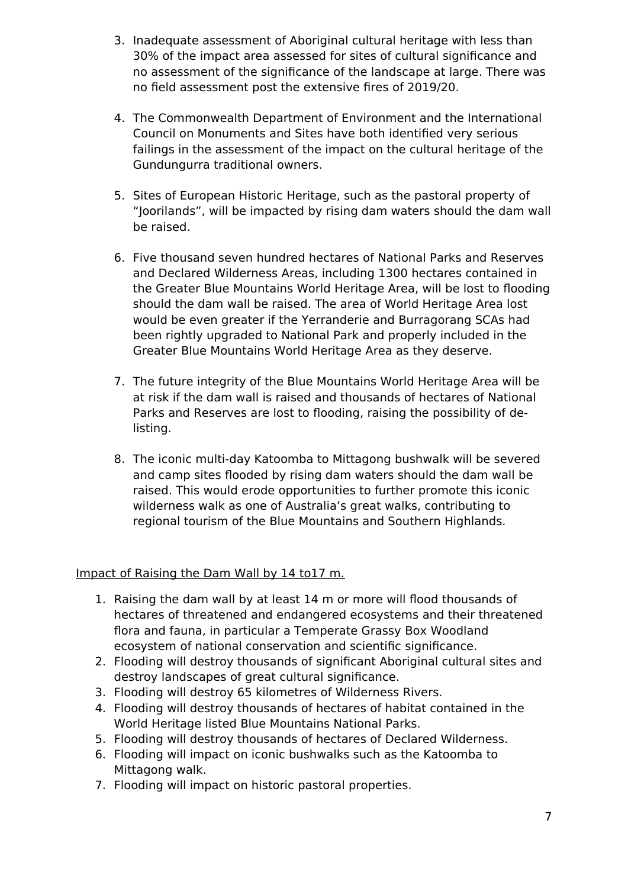3. Inadequate assessment of Aboriginal cultural heritage with less than 30% of the impact area assessed for sites of cultural significance and no assessment of the significance of the landscape at large. There was no field assessment post the extensive fires of 2019/20.

4. The Commonwealth Department of Environment and the International Council on Monuments and Sites have both identified very serious failings in the assessment of the impact on the cultural heritage of the Gundungurra traditional owners.

5. Sites of European Historic Heritage, such as the pastoral property of "Joorilands", will be impacted by rising dam waters should the dam wall be raised.

6. Five thousand seven hundred hectares of National Parks and Reserves and Declared Wilderness Areas, including 1300 hectares contained in the Greater Blue Mountains World Heritage Area, will be lost to flooding should the dam wall be raised. The area of World Heritage Area lost would be even greater if the Yerranderie and Burragorang SCAs had been rightly upgraded to National Park and properly included in the Greater Blue Mountains World Heritage Area as they deserve.

7. The future integrity of the Blue Mountains World Heritage Area will be at risk if the dam wall is raised and thousands of hectares of National Parks and Reserves are lost to flooding, raising the possibility of de-listing.

8. The iconic multi-day Katoomba to Mittagong bushwalk will be severed and camp sites flooded by rising dam waters should the dam wall be raised. This would erode opportunities to further promote this iconic wilderness walk as one of Australia's great walks, contributing to regional tourism of the Blue Mountains and Southern Highlands.

<u>Impact of Raising the Dam Wall by 14 to17 m.</u>

1. Raising the dam wall by at least 14 m or more will flood thousands of hectares of threatened and endangered ecosystems and their threatened flora and fauna, in particular a Temperate Grassy Box Woodland ecosystem of national conservation and scientific significance.
2. Flooding will destroy thousands of significant Aboriginal cultural sites and destroy landscapes of great cultural significance.
3. Flooding will destroy 65 kilometres of Wilderness Rivers.
4. Flooding will destroy thousands of hectares of habitat contained in the World Heritage listed Blue Mountains National Parks.
5. Flooding will destroy thousands of hectares of Declared Wilderness.
6. Flooding will impact on iconic bushwalks such as the Katoomba to Mittagong walk.
7. Flooding will impact on historic pastoral properties.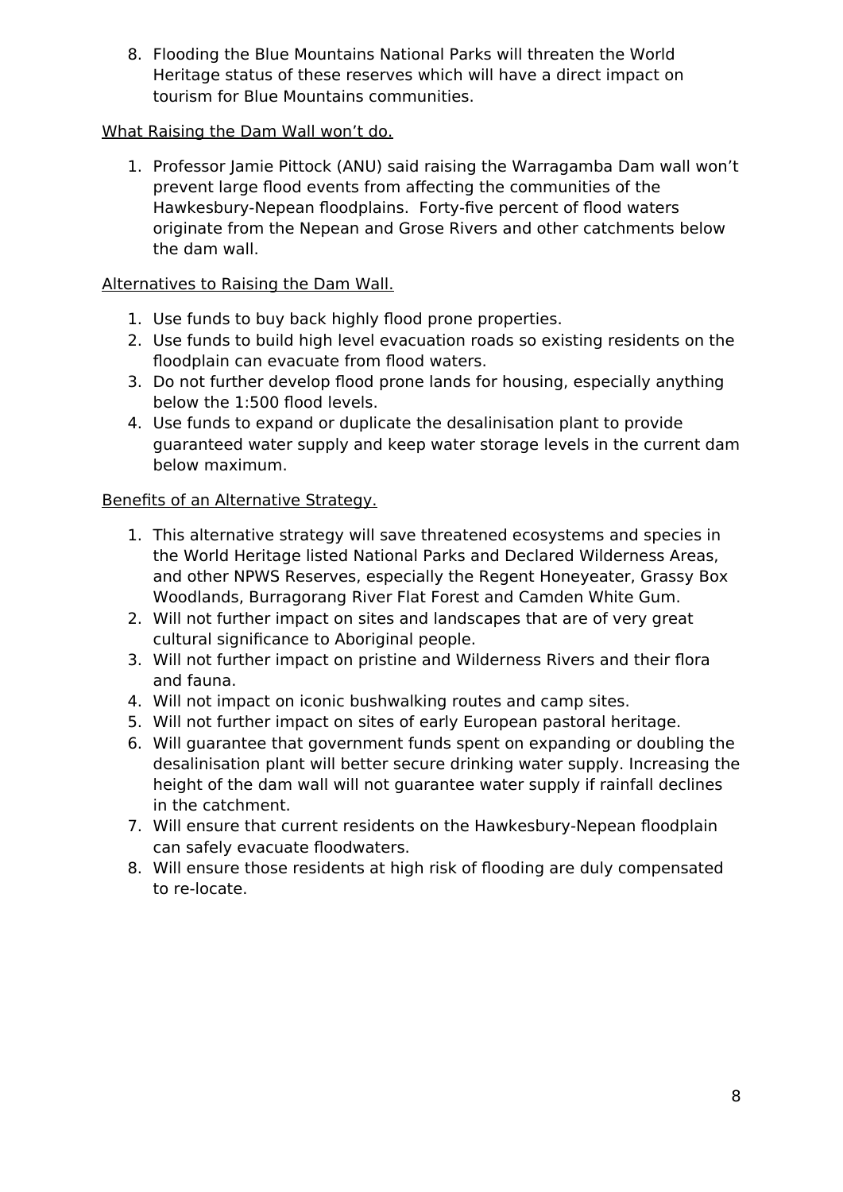8. Flooding the Blue Mountains National Parks will threaten the World Heritage status of these reserves which will have a direct impact on tourism for Blue Mountains communities.

<u>What Raising the Dam Wall won't do.</u>

1. Professor Jamie Pittock (ANU) said raising the Warragamba Dam wall won't prevent large flood events from affecting the communities of the Hawkesbury-Nepean floodplains. Forty-five percent of flood waters originate from the Nepean and Grose Rivers and other catchments below the dam wall.

<u>Alternatives to Raising the Dam Wall.</u>

1. Use funds to buy back highly flood prone properties.
2. Use funds to build high level evacuation roads so existing residents on the floodplain can evacuate from flood waters.
3. Do not further develop flood prone lands for housing, especially anything below the 1:500 flood levels.
4. Use funds to expand or duplicate the desalinisation plant to provide guaranteed water supply and keep water storage levels in the current dam below maximum.

<u>Benefits of an Alternative Strategy.</u>

1. This alternative strategy will save threatened ecosystems and species in the World Heritage listed National Parks and Declared Wilderness Areas, and other NPWS Reserves, especially the Regent Honeyeater, Grassy Box Woodlands, Burragorang River Flat Forest and Camden White Gum.
2. Will not further impact on sites and landscapes that are of very great cultural significance to Aboriginal people.
3. Will not further impact on pristine and Wilderness Rivers and their flora and fauna.
4. Will not impact on iconic bushwalking routes and camp sites.
5. Will not further impact on sites of early European pastoral heritage.
6. Will guarantee that government funds spent on expanding or doubling the desalinisation plant will better secure drinking water supply. Increasing the height of the dam wall will not guarantee water supply if rainfall declines in the catchment.
7. Will ensure that current residents on the Hawkesbury-Nepean floodplain can safely evacuate floodwaters.
8. Will ensure those residents at high risk of flooding are duly compensated to re-locate.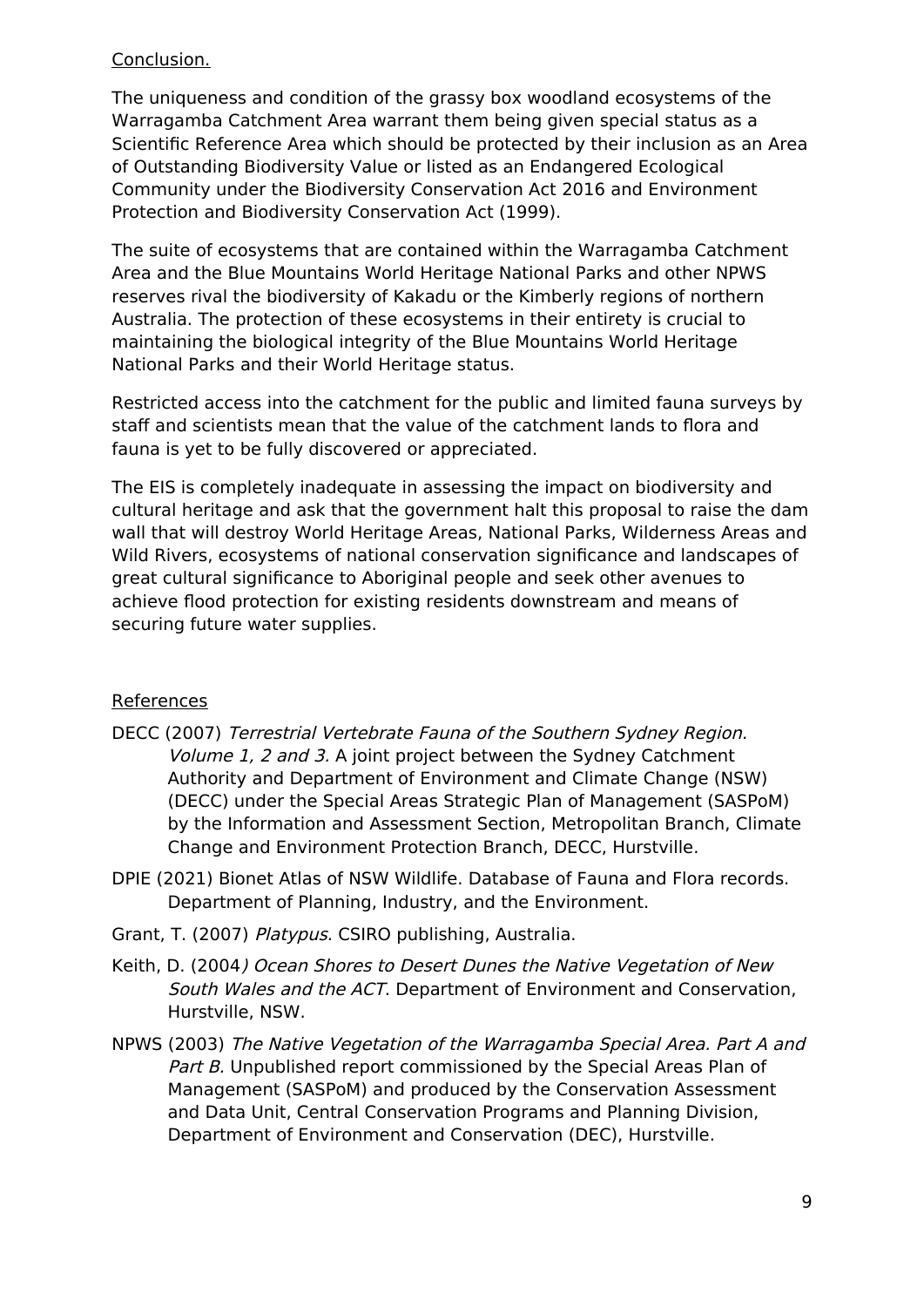Conclusion.

The uniqueness and condition of the grassy box woodland ecosystems of the Warragamba Catchment Area warrant them being given special status as a Scientific Reference Area which should be protected by their inclusion as an Area of Outstanding Biodiversity Value or listed as an Endangered Ecological Community under the Biodiversity Conservation Act 2016 and Environment Protection and Biodiversity Conservation Act (1999).

The suite of ecosystems that are contained within the Warragamba Catchment Area and the Blue Mountains World Heritage National Parks and other NPWS reserves rival the biodiversity of Kakadu or the Kimberly regions of northern Australia. The protection of these ecosystems in their entirety is crucial to maintaining the biological integrity of the Blue Mountains World Heritage National Parks and their World Heritage status.

Restricted access into the catchment for the public and limited fauna surveys by staff and scientists mean that the value of the catchment lands to flora and fauna is yet to be fully discovered or appreciated.

The EIS is completely inadequate in assessing the impact on biodiversity and cultural heritage and ask that the government halt this proposal to raise the dam wall that will destroy World Heritage Areas, National Parks, Wilderness Areas and Wild Rivers, ecosystems of national conservation significance and landscapes of great cultural significance to Aboriginal people and seek other avenues to achieve flood protection for existing residents downstream and means of securing future water supplies.

References

DECC (2007) *Terrestrial Vertebrate Fauna of the Southern Sydney Region. Volume 1, 2 and 3.* A joint project between the Sydney Catchment Authority and Department of Environment and Climate Change (NSW) (DECC) under the Special Areas Strategic Plan of Management (SASPoM) by the Information and Assessment Section, Metropolitan Branch, Climate Change and Environment Protection Branch, DECC, Hurstville.

DPIE (2021) Bionet Atlas of NSW Wildlife. Database of Fauna and Flora records. Department of Planning, Industry, and the Environment.

Grant, T. (2007) *Platypus*. CSIRO publishing, Australia.

Keith, D. (2004*) Ocean Shores to Desert Dunes the Native Vegetation of New South Wales and the ACT*. Department of Environment and Conservation, Hurstville, NSW.

NPWS (2003) *The Native Vegetation of the Warragamba Special Area. Part A and Part B.* Unpublished report commissioned by the Special Areas Plan of Management (SASPoM) and produced by the Conservation Assessment and Data Unit, Central Conservation Programs and Planning Division, Department of Environment and Conservation (DEC), Hurstville.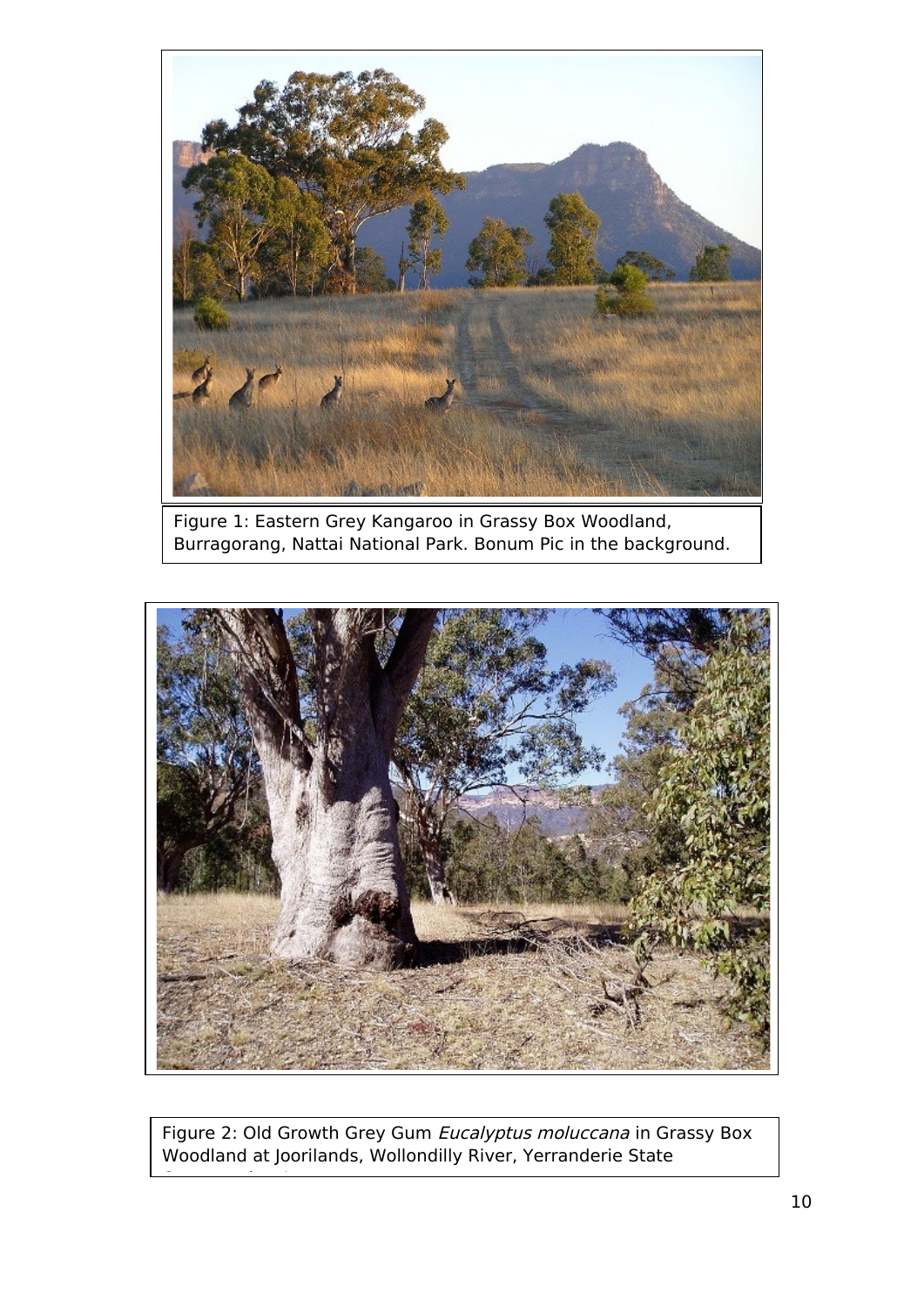Figure 1: Eastern Grey Kangaroo in Grassy Box Woodland, Burragorang, Nattai National Park. Bonum Pic in the background.

Figure 2: Old Growth Grey Gum *Eucalyptus moluccana* in Grassy Box Woodland at Joorilands, Wollondilly River, Yerranderie State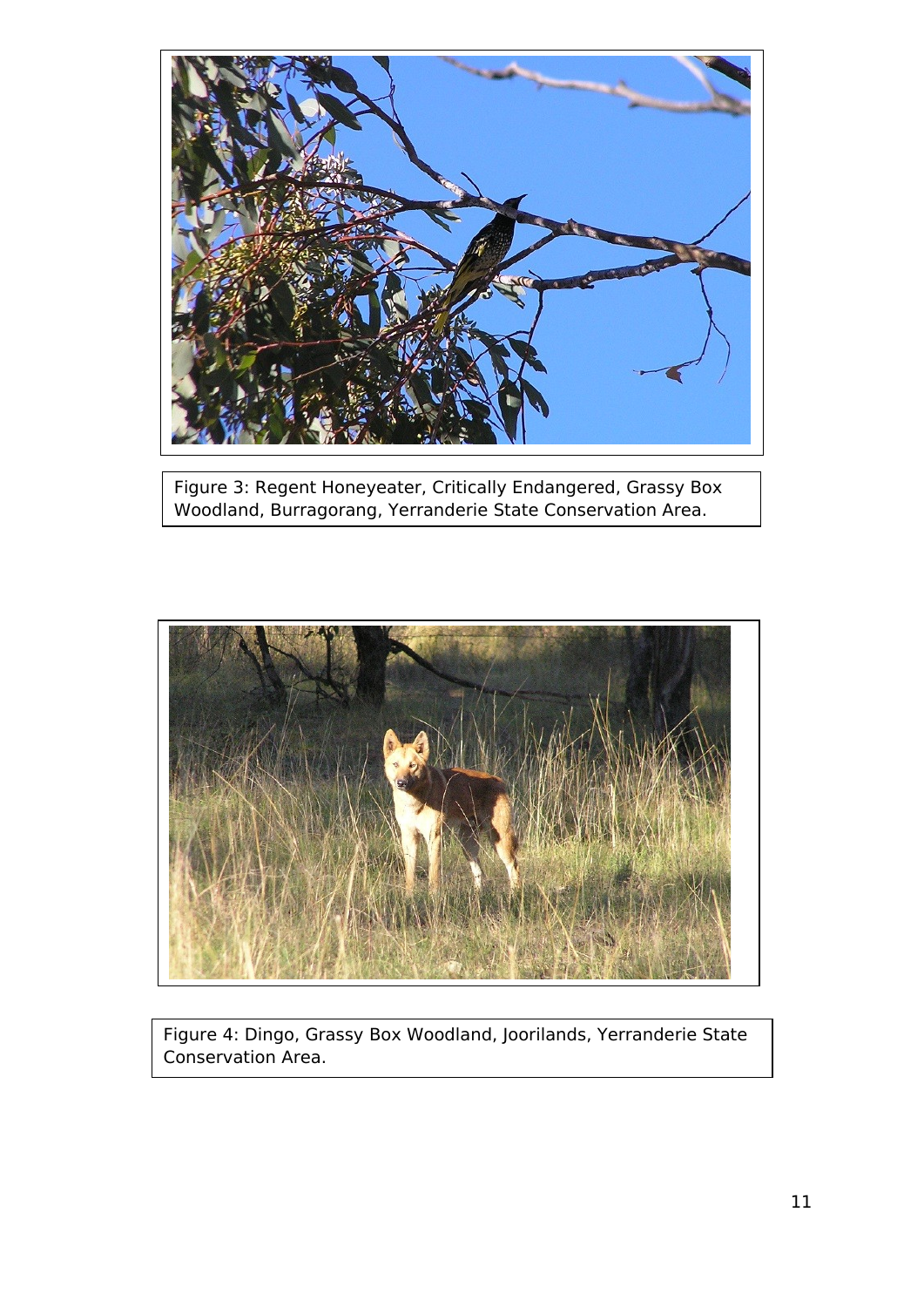Figure 3: Regent Honeyeater, Critically Endangered, Grassy Box Woodland, Burragorang, Yerranderie State Conservation Area.

Figure 4: Dingo, Grassy Box Woodland, Joorilands, Yerranderie State Conservation Area.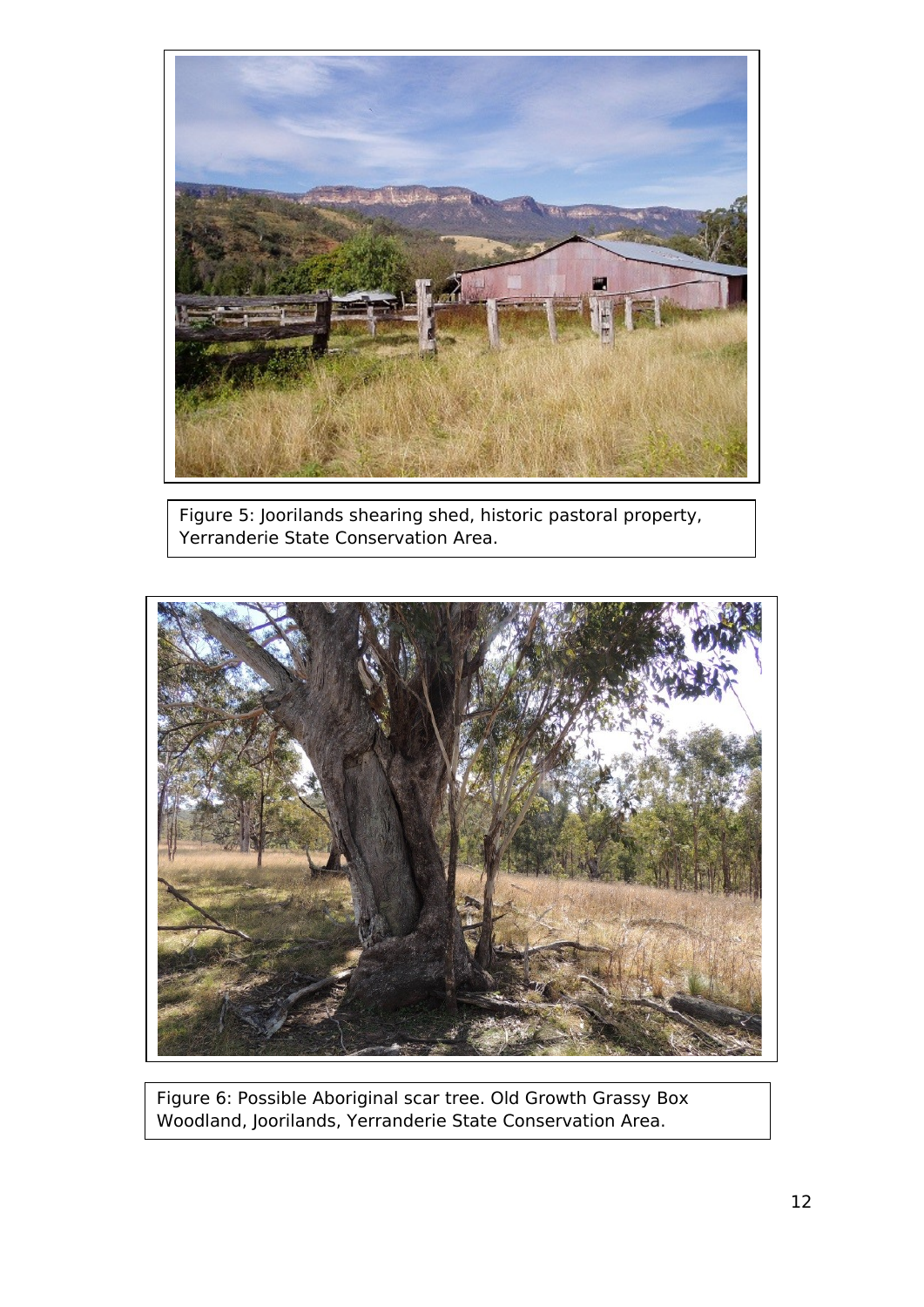Figure 5: Joorilands shearing shed, historic pastoral property, Yerranderie State Conservation Area.

Figure 6: Possible Aboriginal scar tree. Old Growth Grassy Box Woodland, Joorilands, Yerranderie State Conservation Area.